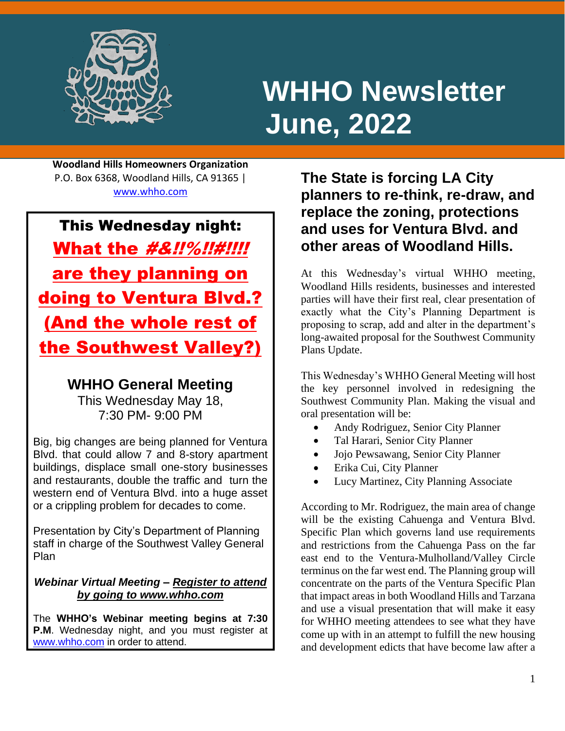# WHHO Newsletter June, 2022

**Woodland Hills Homeowners Organization**
P.O. Box 6368, Woodland Hills, CA 91365 | www.whho.com

**This Wednesday night:**

**What the *#&!!%!!#!!!!* are they planning on doing to Ventura Blvd.? (And the whole rest of the Southwest Valley?)**

## WHHO General Meeting

This Wednesday May 18,
7:30 PM- 9:00 PM

Big, big changes are being planned for Ventura Blvd. that could allow 7 and 8-story apartment buildings, displace small one-story businesses and restaurants, double the traffic and turn the western end of Ventura Blvd. into a huge asset or a crippling problem for decades to come.

Presentation by City's Department of Planning staff in charge of the Southwest Valley General Plan

***Webinar Virtual Meeting – Register to attend by going to www.whho.com***

The **WHHO's Webinar meeting begins at 7:30 P.M**. Wednesday night, and you must register at www.whho.com in order to attend.

## The State is forcing LA City planners to re-think, re-draw, and replace the zoning, protections and uses for Ventura Blvd. and other areas of Woodland Hills.

At this Wednesday's virtual WHHO meeting, Woodland Hills residents, businesses and interested parties will have their first real, clear presentation of exactly what the City's Planning Department is proposing to scrap, add and alter in the department's long-awaited proposal for the Southwest Community Plans Update.

This Wednesday's WHHO General Meeting will host the key personnel involved in redesigning the Southwest Community Plan. Making the visual and oral presentation will be:

- Andy Rodriguez, Senior City Planner
- Tal Harari, Senior City Planner
- Jojo Pewsawang, Senior City Planner
- Erika Cui, City Planner
- Lucy Martinez, City Planning Associate

According to Mr. Rodriguez, the main area of change will be the existing Cahuenga and Ventura Blvd. Specific Plan which governs land use requirements and restrictions from the Cahuenga Pass on the far east end to the Ventura-Mulholland/Valley Circle terminus on the far west end. The Planning group will concentrate on the parts of the Ventura Specific Plan that impact areas in both Woodland Hills and Tarzana and use a visual presentation that will make it easy for WHHO meeting attendees to see what they have come up with in an attempt to fulfill the new housing and development edicts that have become law after a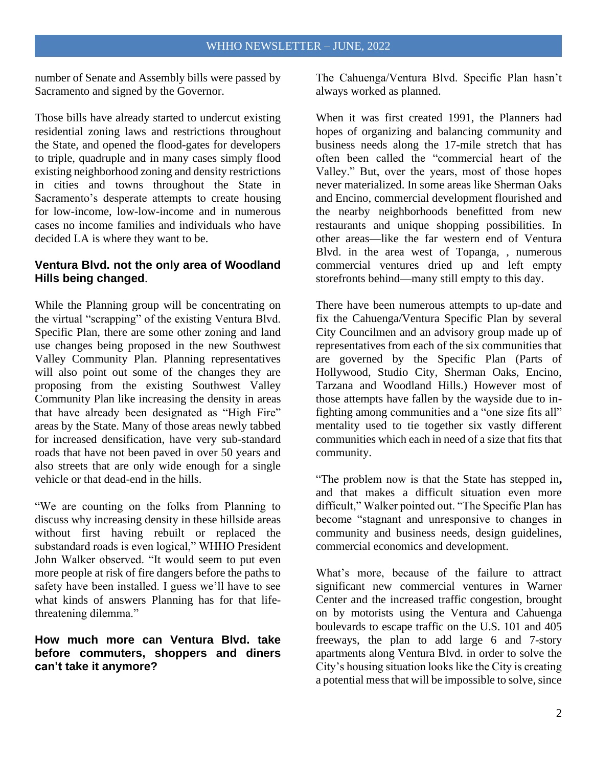number of Senate and Assembly bills were passed by Sacramento and signed by the Governor.

Those bills have already started to undercut existing residential zoning laws and restrictions throughout the State, and opened the flood-gates for developers to triple, quadruple and in many cases simply flood existing neighborhood zoning and density restrictions in cities and towns throughout the State in Sacramento's desperate attempts to create housing for low-income, low-low-income and in numerous cases no income families and individuals who have decided LA is where they want to be.

### Ventura Blvd. not the only area of Woodland Hills being changed.

While the Planning group will be concentrating on the virtual "scrapping" of the existing Ventura Blvd. Specific Plan, there are some other zoning and land use changes being proposed in the new Southwest Valley Community Plan. Planning representatives will also point out some of the changes they are proposing from the existing Southwest Valley Community Plan like increasing the density in areas that have already been designated as "High Fire" areas by the State. Many of those areas newly tabbed for increased densification, have very sub-standard roads that have not been paved in over 50 years and also streets that are only wide enough for a single vehicle or that dead-end in the hills.

"We are counting on the folks from Planning to discuss why increasing density in these hillside areas without first having rebuilt or replaced the substandard roads is even logical," WHHO President John Walker observed. "It would seem to put even more people at risk of fire dangers before the paths to safety have been installed. I guess we'll have to see what kinds of answers Planning has for that life-threatening dilemma."

### How much more can Ventura Blvd. take before commuters, shoppers and diners can't take it anymore?

The Cahuenga/Ventura Blvd. Specific Plan hasn't always worked as planned.

When it was first created 1991, the Planners had hopes of organizing and balancing community and business needs along the 17-mile stretch that has often been called the "commercial heart of the Valley." But, over the years, most of those hopes never materialized. In some areas like Sherman Oaks and Encino, commercial development flourished and the nearby neighborhoods benefitted from new restaurants and unique shopping possibilities. In other areas—like the far western end of Ventura Blvd. in the area west of Topanga, , numerous commercial ventures dried up and left empty storefronts behind—many still empty to this day.

There have been numerous attempts to up-date and fix the Cahuenga/Ventura Specific Plan by several City Councilmen and an advisory group made up of representatives from each of the six communities that are governed by the Specific Plan (Parts of Hollywood, Studio City, Sherman Oaks, Encino, Tarzana and Woodland Hills.) However most of those attempts have fallen by the wayside due to in-fighting among communities and a "one size fits all" mentality used to tie together six vastly different communities which each in need of a size that fits that community.

"The problem now is that the State has stepped in**,** and that makes a difficult situation even more difficult," Walker pointed out. "The Specific Plan has become "stagnant and unresponsive to changes in community and business needs, design guidelines, commercial economics and development.

What's more, because of the failure to attract significant new commercial ventures in Warner Center and the increased traffic congestion, brought on by motorists using the Ventura and Cahuenga boulevards to escape traffic on the U.S. 101 and 405 freeways, the plan to add large 6 and 7-story apartments along Ventura Blvd. in order to solve the City's housing situation looks like the City is creating a potential mess that will be impossible to solve, since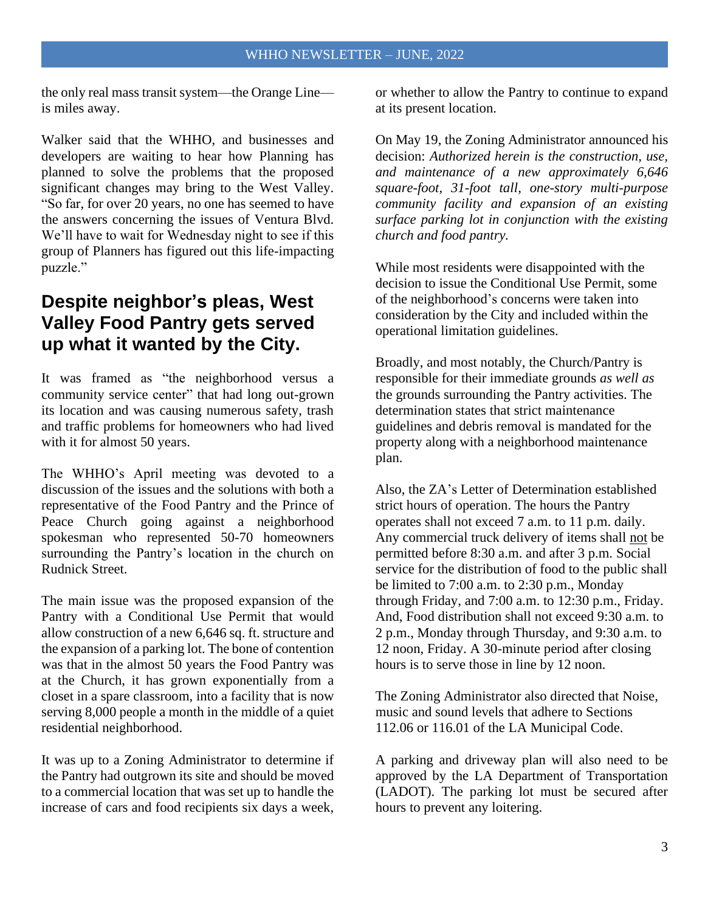the only real mass transit system—the Orange Line—is miles away.

Walker said that the WHHO, and businesses and developers are waiting to hear how Planning has planned to solve the problems that the proposed significant changes may bring to the West Valley. "So far, for over 20 years, no one has seemed to have the answers concerning the issues of Ventura Blvd. We'll have to wait for Wednesday night to see if this group of Planners has figured out this life-impacting puzzle."

## Despite neighbor's pleas, West Valley Food Pantry gets served up what it wanted by the City.

It was framed as "the neighborhood versus a community service center" that had long out-grown its location and was causing numerous safety, trash and traffic problems for homeowners who had lived with it for almost 50 years.

The WHHO's April meeting was devoted to a discussion of the issues and the solutions with both a representative of the Food Pantry and the Prince of Peace Church going against a neighborhood spokesman who represented 50-70 homeowners surrounding the Pantry's location in the church on Rudnick Street.

The main issue was the proposed expansion of the Pantry with a Conditional Use Permit that would allow construction of a new 6,646 sq. ft. structure and the expansion of a parking lot. The bone of contention was that in the almost 50 years the Food Pantry was at the Church, it has grown exponentially from a closet in a spare classroom, into a facility that is now serving 8,000 people a month in the middle of a quiet residential neighborhood.

It was up to a Zoning Administrator to determine if the Pantry had outgrown its site and should be moved to a commercial location that was set up to handle the increase of cars and food recipients six days a week, or whether to allow the Pantry to continue to expand at its present location.

On May 19, the Zoning Administrator announced his decision: *Authorized herein is the construction, use, and maintenance of a new approximately 6,646 square-foot, 31-foot tall, one-story multi-purpose community facility and expansion of an existing surface parking lot in conjunction with the existing church and food pantry.*

While most residents were disappointed with the decision to issue the Conditional Use Permit, some of the neighborhood's concerns were taken into consideration by the City and included within the operational limitation guidelines.

Broadly, and most notably, the Church/Pantry is responsible for their immediate grounds *as well as* the grounds surrounding the Pantry activities. The determination states that strict maintenance guidelines and debris removal is mandated for the property along with a neighborhood maintenance plan.

Also, the ZA's Letter of Determination established strict hours of operation. The hours the Pantry operates shall not exceed 7 a.m. to 11 p.m. daily. Any commercial truck delivery of items shall <u>not</u> be permitted before 8:30 a.m. and after 3 p.m. Social service for the distribution of food to the public shall be limited to 7:00 a.m. to 2:30 p.m., Monday through Friday, and 7:00 a.m. to 12:30 p.m., Friday. And, Food distribution shall not exceed 9:30 a.m. to 2 p.m., Monday through Thursday, and 9:30 a.m. to 12 noon, Friday. A 30-minute period after closing hours is to serve those in line by 12 noon.

The Zoning Administrator also directed that Noise, music and sound levels that adhere to Sections 112.06 or 116.01 of the LA Municipal Code.

A parking and driveway plan will also need to be approved by the LA Department of Transportation (LADOT). The parking lot must be secured after hours to prevent any loitering.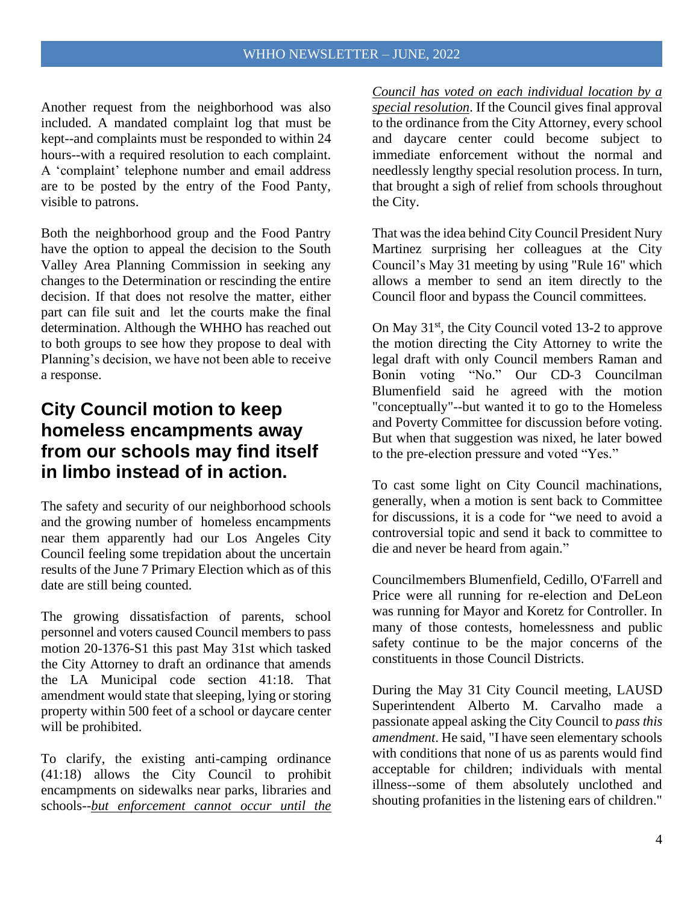Another request from the neighborhood was also included. A mandated complaint log that must be kept--and complaints must be responded to within 24 hours--with a required resolution to each complaint. A 'complaint' telephone number and email address are to be posted by the entry of the Food Panty, visible to patrons.

Both the neighborhood group and the Food Pantry have the option to appeal the decision to the South Valley Area Planning Commission in seeking any changes to the Determination or rescinding the entire decision. If that does not resolve the matter, either part can file suit and let the courts make the final determination. Although the WHHO has reached out to both groups to see how they propose to deal with Planning's decision, we have not been able to receive a response.

## City Council motion to keep homeless encampments away from our schools may find itself in limbo instead of in action.

The safety and security of our neighborhood schools and the growing number of homeless encampments near them apparently had our Los Angeles City Council feeling some trepidation about the uncertain results of the June 7 Primary Election which as of this date are still being counted.

The growing dissatisfaction of parents, school personnel and voters caused Council members to pass motion 20-1376-S1 this past May 31st which tasked the City Attorney to draft an ordinance that amends the LA Municipal code section 41:18. That amendment would state that sleeping, lying or storing property within 500 feet of a school or daycare center will be prohibited.

To clarify, the existing anti-camping ordinance (41:18) allows the City Council to prohibit encampments on sidewalks near parks, libraries and schools--*but enforcement cannot occur until the Council has voted on each individual location by a special resolution*. If the Council gives final approval to the ordinance from the City Attorney, every school and daycare center could become subject to immediate enforcement without the normal and needlessly lengthy special resolution process. In turn, that brought a sigh of relief from schools throughout the City.

That was the idea behind City Council President Nury Martinez surprising her colleagues at the City Council's May 31 meeting by using "Rule 16" which allows a member to send an item directly to the Council floor and bypass the Council committees.

On May 31st, the City Council voted 13-2 to approve the motion directing the City Attorney to write the legal draft with only Council members Raman and Bonin voting "No." Our CD-3 Councilman Blumenfeld said he agreed with the motion "conceptually"--but wanted it to go to the Homeless and Poverty Committee for discussion before voting. But when that suggestion was nixed, he later bowed to the pre-election pressure and voted "Yes."

To cast some light on City Council machinations, generally, when a motion is sent back to Committee for discussions, it is a code for "we need to avoid a controversial topic and send it back to committee to die and never be heard from again."

Councilmembers Blumenfeld, Cedillo, O'Farrell and Price were all running for re-election and DeLeon was running for Mayor and Koretz for Controller. In many of those contests, homelessness and public safety continue to be the major concerns of the constituents in those Council Districts.

During the May 31 City Council meeting, LAUSD Superintendent Alberto M. Carvalho made a passionate appeal asking the City Council to *pass this amendment*. He said, "I have seen elementary schools with conditions that none of us as parents would find acceptable for children; individuals with mental illness--some of them absolutely unclothed and shouting profanities in the listening ears of children."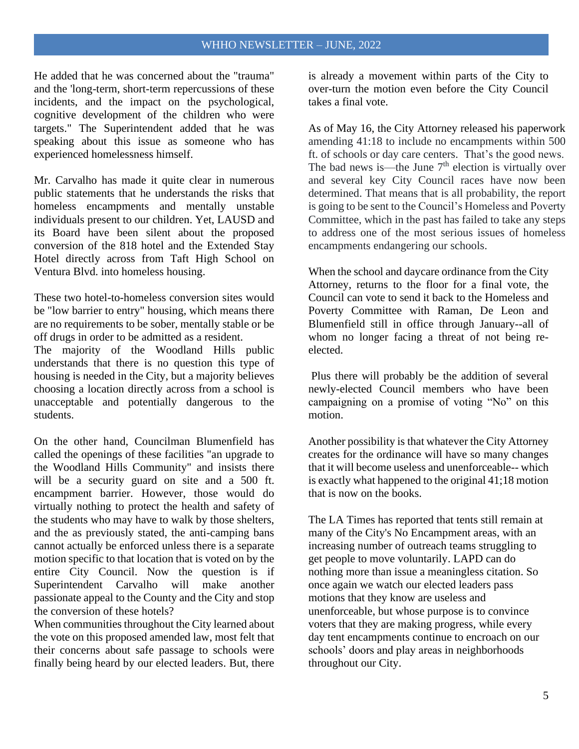He added that he was concerned about the "trauma" and the 'long-term, short-term repercussions of these incidents, and the impact on the psychological, cognitive development of the children who were targets." The Superintendent added that he was speaking about this issue as someone who has experienced homelessness himself.

Mr. Carvalho has made it quite clear in numerous public statements that he understands the risks that homeless encampments and mentally unstable individuals present to our children. Yet, LAUSD and its Board have been silent about the proposed conversion of the 818 hotel and the Extended Stay Hotel directly across from Taft High School on Ventura Blvd. into homeless housing.

These two hotel-to-homeless conversion sites would be "low barrier to entry" housing, which means there are no requirements to be sober, mentally stable or be off drugs in order to be admitted as a resident.

The majority of the Woodland Hills public understands that there is no question this type of housing is needed in the City, but a majority believes choosing a location directly across from a school is unacceptable and potentially dangerous to the students.

On the other hand, Councilman Blumenfield has called the openings of these facilities "an upgrade to the Woodland Hills Community" and insists there will be a security guard on site and a 500 ft. encampment barrier. However, those would do virtually nothing to protect the health and safety of the students who may have to walk by those shelters, and the as previously stated, the anti-camping bans cannot actually be enforced unless there is a separate motion specific to that location that is voted on by the entire City Council. Now the question is if Superintendent Carvalho will make another passionate appeal to the County and the City and stop the conversion of these hotels?

When communities throughout the City learned about the vote on this proposed amended law, most felt that their concerns about safe passage to schools were finally being heard by our elected leaders. But, there is already a movement within parts of the City to over-turn the motion even before the City Council takes a final vote.

As of May 16, the City Attorney released his paperwork amending 41:18 to include no encampments within 500 ft. of schools or day care centers. That's the good news. The bad news is—the June 7th election is virtually over and several key City Council races have now been determined. That means that is all probability, the report is going to be sent to the Council's Homeless and Poverty Committee, which in the past has failed to take any steps to address one of the most serious issues of homeless encampments endangering our schools.

When the school and daycare ordinance from the City Attorney, returns to the floor for a final vote, the Council can vote to send it back to the Homeless and Poverty Committee with Raman, De Leon and Blumenfield still in office through January--all of whom no longer facing a threat of not being re-elected.

Plus there will probably be the addition of several newly-elected Council members who have been campaigning on a promise of voting "No" on this motion.

Another possibility is that whatever the City Attorney creates for the ordinance will have so many changes that it will become useless and unenforceable-- which is exactly what happened to the original 41;18 motion that is now on the books.

The LA Times has reported that tents still remain at many of the City's No Encampment areas, with an increasing number of outreach teams struggling to get people to move voluntarily. LAPD can do nothing more than issue a meaningless citation. So once again we watch our elected leaders pass motions that they know are useless and unenforceable, but whose purpose is to convince voters that they are making progress, while every day tent encampments continue to encroach on our schools' doors and play areas in neighborhoods throughout our City.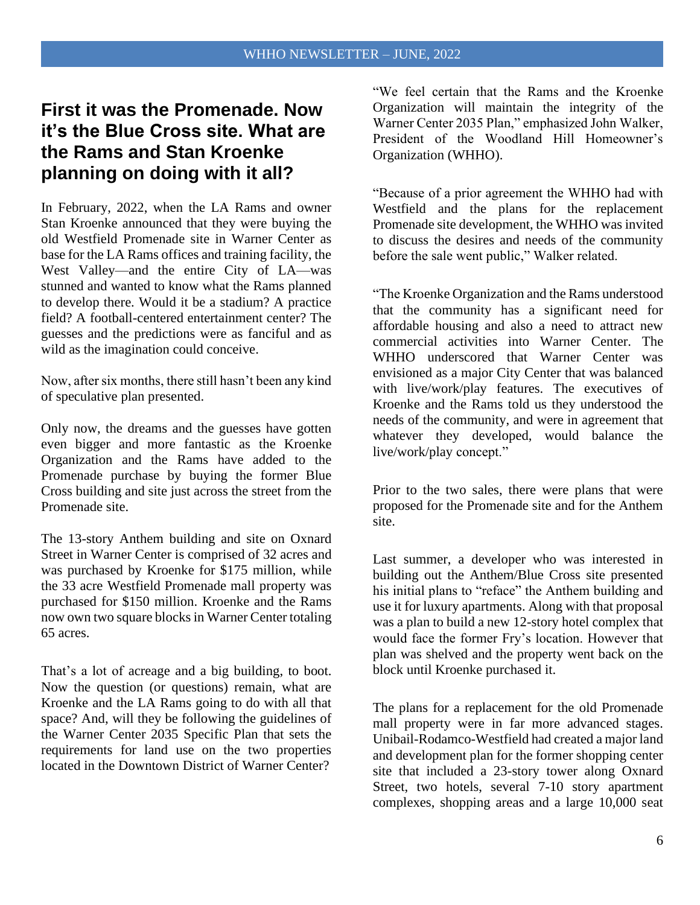# First it was the Promenade. Now it's the Blue Cross site. What are the Rams and Stan Kroenke planning on doing with it all?

In February, 2022, when the LA Rams and owner Stan Kroenke announced that they were buying the old Westfield Promenade site in Warner Center as base for the LA Rams offices and training facility, the West Valley—and the entire City of LA—was stunned and wanted to know what the Rams planned to develop there. Would it be a stadium? A practice field? A football-centered entertainment center? The guesses and the predictions were as fanciful and as wild as the imagination could conceive.

Now, after six months, there still hasn't been any kind of speculative plan presented.

Only now, the dreams and the guesses have gotten even bigger and more fantastic as the Kroenke Organization and the Rams have added to the Promenade purchase by buying the former Blue Cross building and site just across the street from the Promenade site.

The 13-story Anthem building and site on Oxnard Street in Warner Center is comprised of 32 acres and was purchased by Kroenke for $175 million, while the 33 acre Westfield Promenade mall property was purchased for $150 million. Kroenke and the Rams now own two square blocks in Warner Center totaling 65 acres.

That's a lot of acreage and a big building, to boot. Now the question (or questions) remain, what are Kroenke and the LA Rams going to do with all that space? And, will they be following the guidelines of the Warner Center 2035 Specific Plan that sets the requirements for land use on the two properties located in the Downtown District of Warner Center?

"We feel certain that the Rams and the Kroenke Organization will maintain the integrity of the Warner Center 2035 Plan," emphasized John Walker, President of the Woodland Hill Homeowner's Organization (WHHO).

"Because of a prior agreement the WHHO had with Westfield and the plans for the replacement Promenade site development, the WHHO was invited to discuss the desires and needs of the community before the sale went public," Walker related.

"The Kroenke Organization and the Rams understood that the community has a significant need for affordable housing and also a need to attract new commercial activities into Warner Center. The WHHO underscored that Warner Center was envisioned as a major City Center that was balanced with live/work/play features. The executives of Kroenke and the Rams told us they understood the needs of the community, and were in agreement that whatever they developed, would balance the live/work/play concept."

Prior to the two sales, there were plans that were proposed for the Promenade site and for the Anthem site.

Last summer, a developer who was interested in building out the Anthem/Blue Cross site presented his initial plans to "reface" the Anthem building and use it for luxury apartments. Along with that proposal was a plan to build a new 12-story hotel complex that would face the former Fry's location. However that plan was shelved and the property went back on the block until Kroenke purchased it.

The plans for a replacement for the old Promenade mall property were in far more advanced stages. Unibail-Rodamco-Westfield had created a major land and development plan for the former shopping center site that included a 23-story tower along Oxnard Street, two hotels, several 7-10 story apartment complexes, shopping areas and a large 10,000 seat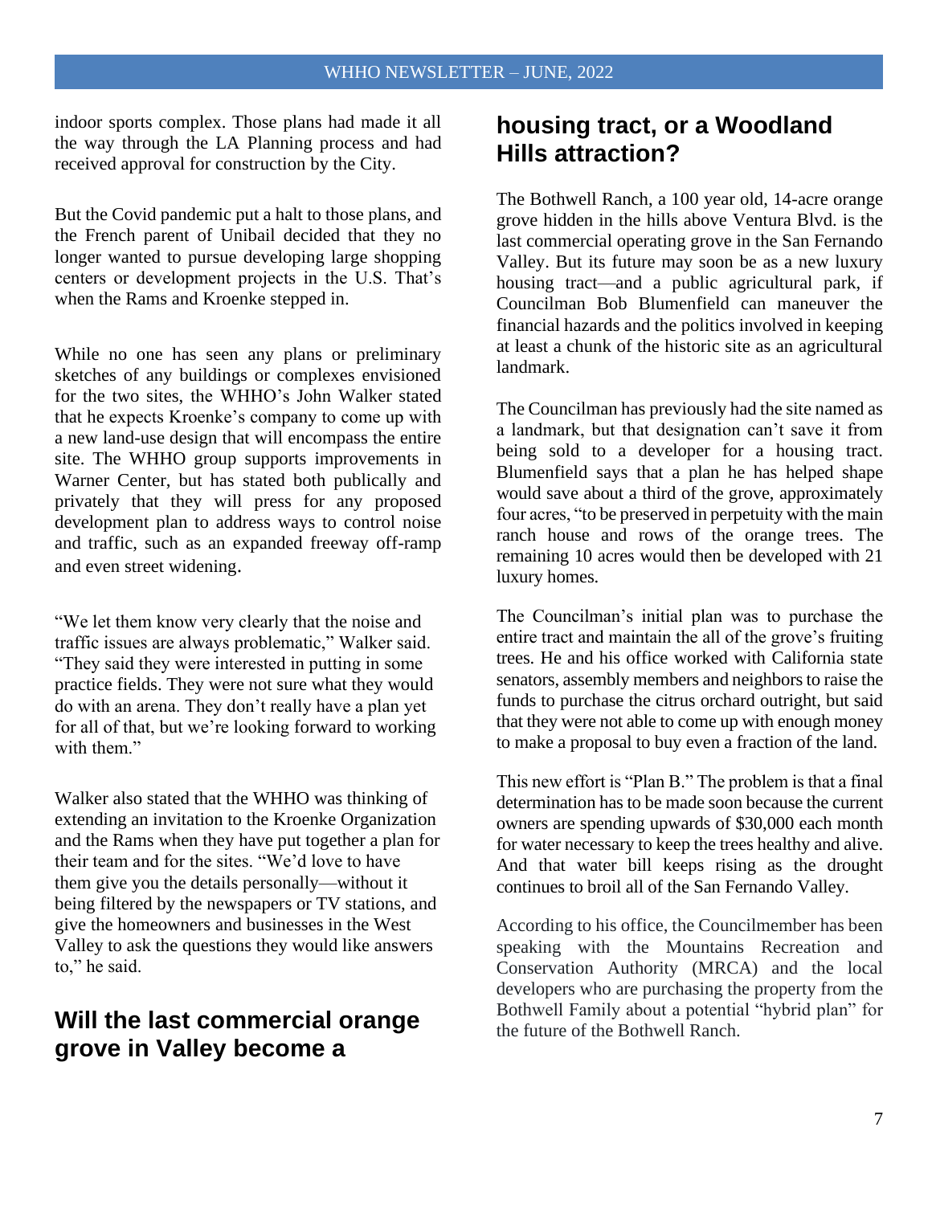indoor sports complex. Those plans had made it all the way through the LA Planning process and had received approval for construction by the City.

But the Covid pandemic put a halt to those plans, and the French parent of Unibail decided that they no longer wanted to pursue developing large shopping centers or development projects in the U.S. That's when the Rams and Kroenke stepped in.

While no one has seen any plans or preliminary sketches of any buildings or complexes envisioned for the two sites, the WHHO's John Walker stated that he expects Kroenke's company to come up with a new land-use design that will encompass the entire site. The WHHO group supports improvements in Warner Center, but has stated both publically and privately that they will press for any proposed development plan to address ways to control noise and traffic, such as an expanded freeway off-ramp and even street widening.

"We let them know very clearly that the noise and traffic issues are always problematic," Walker said. "They said they were interested in putting in some practice fields. They were not sure what they would do with an arena. They don't really have a plan yet for all of that, but we're looking forward to working with them."

Walker also stated that the WHHO was thinking of extending an invitation to the Kroenke Organization and the Rams when they have put together a plan for their team and for the sites. "We'd love to have them give you the details personally—without it being filtered by the newspapers or TV stations, and give the homeowners and businesses in the West Valley to ask the questions they would like answers to," he said.

## Will the last commercial orange grove in Valley become a housing tract, or a Woodland Hills attraction?

The Bothwell Ranch, a 100 year old, 14-acre orange grove hidden in the hills above Ventura Blvd. is the last commercial operating grove in the San Fernando Valley. But its future may soon be as a new luxury housing tract—and a public agricultural park, if Councilman Bob Blumenfield can maneuver the financial hazards and the politics involved in keeping at least a chunk of the historic site as an agricultural landmark.

The Councilman has previously had the site named as a landmark, but that designation can't save it from being sold to a developer for a housing tract. Blumenfield says that a plan he has helped shape would save about a third of the grove, approximately four acres, "to be preserved in perpetuity with the main ranch house and rows of the orange trees. The remaining 10 acres would then be developed with 21 luxury homes.

The Councilman's initial plan was to purchase the entire tract and maintain the all of the grove's fruiting trees. He and his office worked with California state senators, assembly members and neighbors to raise the funds to purchase the citrus orchard outright, but said that they were not able to come up with enough money to make a proposal to buy even a fraction of the land.

This new effort is "Plan B." The problem is that a final determination has to be made soon because the current owners are spending upwards of $30,000 each month for water necessary to keep the trees healthy and alive. And that water bill keeps rising as the drought continues to broil all of the San Fernando Valley.

According to his office, the Councilmember has been speaking with the Mountains Recreation and Conservation Authority (MRCA) and the local developers who are purchasing the property from the Bothwell Family about a potential "hybrid plan" for the future of the Bothwell Ranch.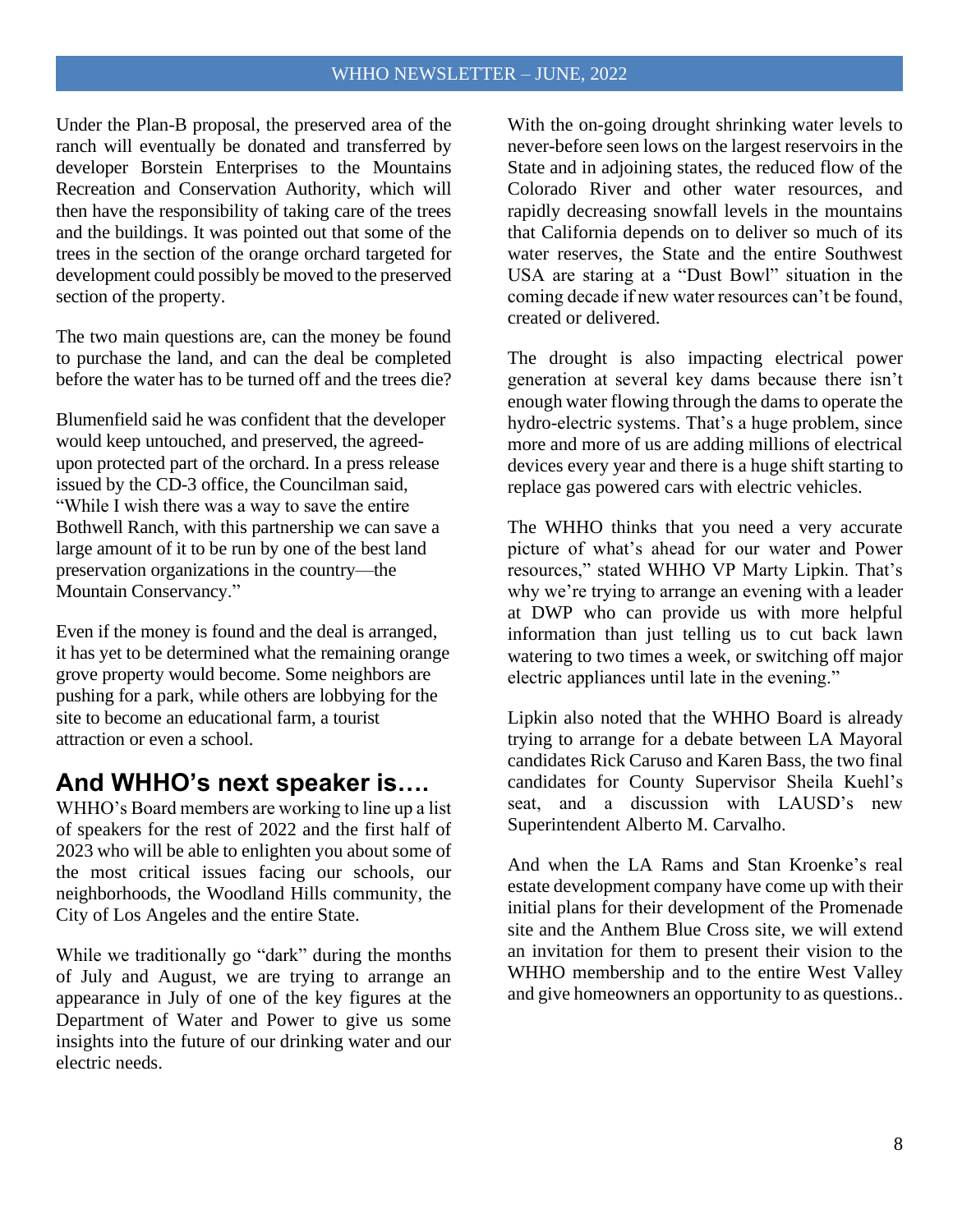Under the Plan-B proposal, the preserved area of the ranch will eventually be donated and transferred by developer Borstein Enterprises to the Mountains Recreation and Conservation Authority, which will then have the responsibility of taking care of the trees and the buildings. It was pointed out that some of the trees in the section of the orange orchard targeted for development could possibly be moved to the preserved section of the property.

The two main questions are, can the money be found to purchase the land, and can the deal be completed before the water has to be turned off and the trees die?

Blumenfield said he was confident that the developer would keep untouched, and preserved, the agreed-upon protected part of the orchard. In a press release issued by the CD-3 office, the Councilman said, "While I wish there was a way to save the entire Bothwell Ranch, with this partnership we can save a large amount of it to be run by one of the best land preservation organizations in the country—the Mountain Conservancy."

Even if the money is found and the deal is arranged, it has yet to be determined what the remaining orange grove property would become. Some neighbors are pushing for a park, while others are lobbying for the site to become an educational farm, a tourist attraction or even a school.

## And WHHO's next speaker is….

WHHO's Board members are working to line up a list of speakers for the rest of 2022 and the first half of 2023 who will be able to enlighten you about some of the most critical issues facing our schools, our neighborhoods, the Woodland Hills community, the City of Los Angeles and the entire State.

While we traditionally go "dark" during the months of July and August, we are trying to arrange an appearance in July of one of the key figures at the Department of Water and Power to give us some insights into the future of our drinking water and our electric needs.

With the on-going drought shrinking water levels to never-before seen lows on the largest reservoirs in the State and in adjoining states, the reduced flow of the Colorado River and other water resources, and rapidly decreasing snowfall levels in the mountains that California depends on to deliver so much of its water reserves, the State and the entire Southwest USA are staring at a "Dust Bowl" situation in the coming decade if new water resources can't be found, created or delivered.

The drought is also impacting electrical power generation at several key dams because there isn't enough water flowing through the dams to operate the hydro-electric systems. That's a huge problem, since more and more of us are adding millions of electrical devices every year and there is a huge shift starting to replace gas powered cars with electric vehicles.

The WHHO thinks that you need a very accurate picture of what's ahead for our water and Power resources," stated WHHO VP Marty Lipkin. That's why we're trying to arrange an evening with a leader at DWP who can provide us with more helpful information than just telling us to cut back lawn watering to two times a week, or switching off major electric appliances until late in the evening."

Lipkin also noted that the WHHO Board is already trying to arrange for a debate between LA Mayoral candidates Rick Caruso and Karen Bass, the two final candidates for County Supervisor Sheila Kuehl's seat, and a discussion with LAUSD's new Superintendent Alberto M. Carvalho.

And when the LA Rams and Stan Kroenke's real estate development company have come up with their initial plans for their development of the Promenade site and the Anthem Blue Cross site, we will extend an invitation for them to present their vision to the WHHO membership and to the entire West Valley and give homeowners an opportunity to as questions..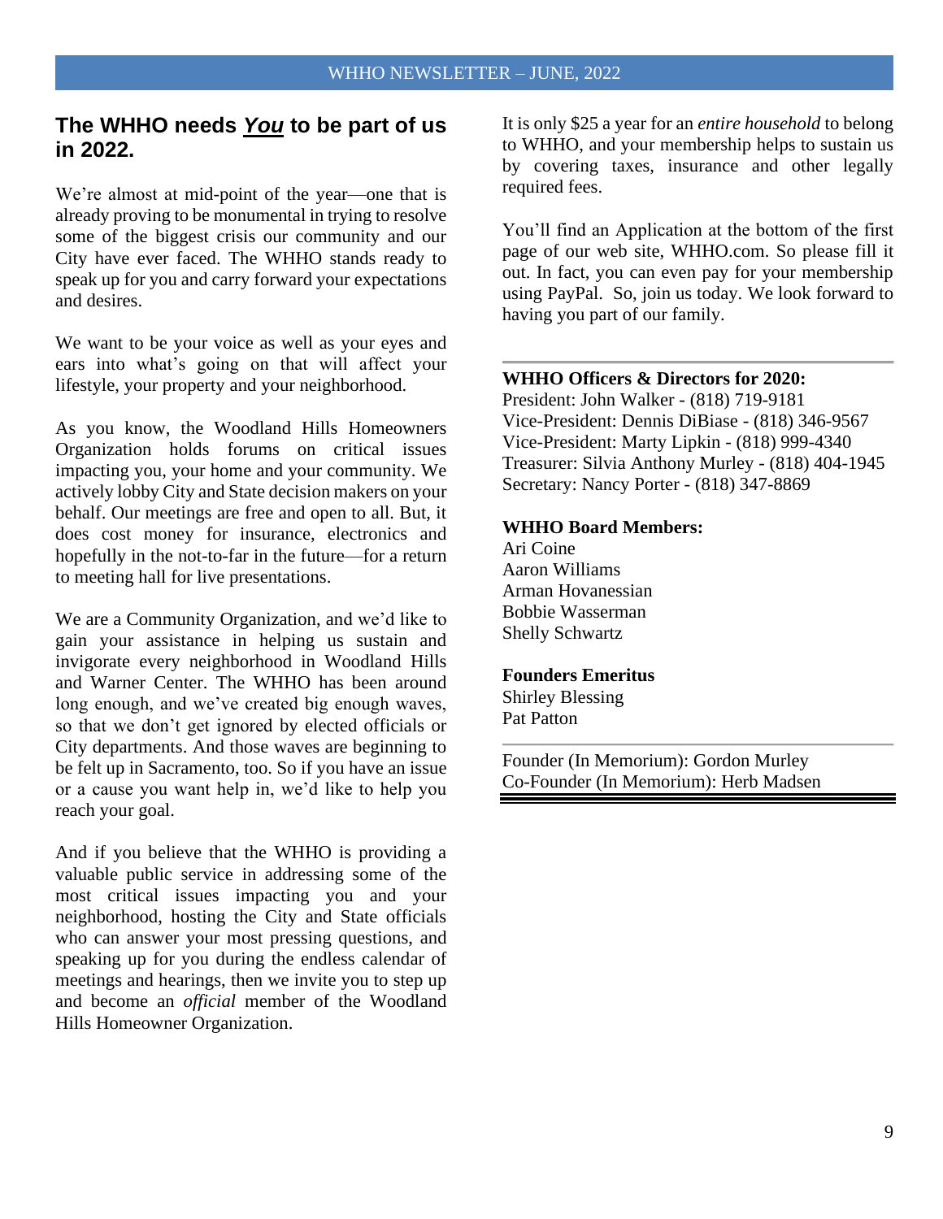## The WHHO needs ***You*** to be part of us in 2022.

We're almost at mid-point of the year—one that is already proving to be monumental in trying to resolve some of the biggest crisis our community and our City have ever faced. The WHHO stands ready to speak up for you and carry forward your expectations and desires.

We want to be your voice as well as your eyes and ears into what's going on that will affect your lifestyle, your property and your neighborhood.

As you know, the Woodland Hills Homeowners Organization holds forums on critical issues impacting you, your home and your community. We actively lobby City and State decision makers on your behalf. Our meetings are free and open to all. But, it does cost money for insurance, electronics and hopefully in the not-to-far in the future—for a return to meeting hall for live presentations.

We are a Community Organization, and we'd like to gain your assistance in helping us sustain and invigorate every neighborhood in Woodland Hills and Warner Center. The WHHO has been around long enough, and we've created big enough waves, so that we don't get ignored by elected officials or City departments. And those waves are beginning to be felt up in Sacramento, too. So if you have an issue or a cause you want help in, we'd like to help you reach your goal.

And if you believe that the WHHO is providing a valuable public service in addressing some of the most critical issues impacting you and your neighborhood, hosting the City and State officials who can answer your most pressing questions, and speaking up for you during the endless calendar of meetings and hearings, then we invite you to step up and become an *official* member of the Woodland Hills Homeowner Organization.

It is only $25 a year for an *entire household* to belong to WHHO, and your membership helps to sustain us by covering taxes, insurance and other legally required fees.

You'll find an Application at the bottom of the first page of our web site, WHHO.com. So please fill it out. In fact, you can even pay for your membership using PayPal. So, join us today. We look forward to having you part of our family.

---

**WHHO Officers & Directors for 2020:**

President: John Walker - (818) 719-9181
Vice-President: Dennis DiBiase - (818) 346-9567
Vice-President: Marty Lipkin - (818) 999-4340
Treasurer: Silvia Anthony Murley - (818) 404-1945
Secretary: Nancy Porter - (818) 347-8869

**WHHO Board Members:**

Ari Coine
Aaron Williams
Arman Hovanessian
Bobbie Wasserman
Shelly Schwartz

**Founders Emeritus**

Shirley Blessing
Pat Patton

---

Founder (In Memorium): Gordon Murley
Co-Founder (In Memorium): Herb Madsen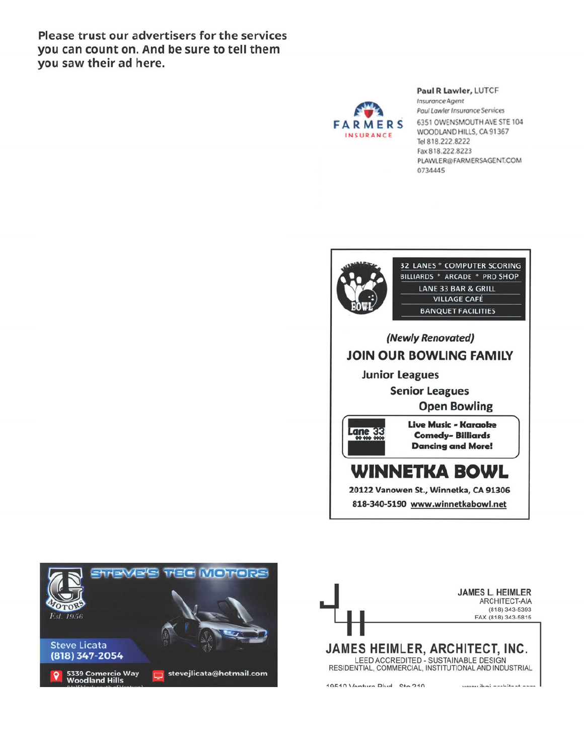**Please trust our advertisers for the services you can count on. And be sure to tell them you saw their ad here.**

FARMERS INSURANCE

**Paul R Lawler,** LUTCF
*Insurance Agent*
*Paul Lawler Insurance Services*
6351 OWENSMOUTH AVE STE 104
WOODLAND HILLS, CA 91367
Tel 818.222.8222
Fax 818.222.8223
PLAWLER@FARMERSAGENT.COM
0734445

BOWL

32 LANES * COMPUTER SCORING
BILLIARDS * ARCADE * PRO SHOP
LANE 33 BAR & GRILL
VILLAGE CAFÉ
BANQUET FACILITIES

*(Newly Renovated)*

**JOIN OUR BOWLING FAMILY**

**Junior Leagues**
**Senior Leagues**
**Open Bowling**

Lane 33

**Live Music - Karaoke**
**Comedy- Billiards**
**Dancing and More!**

# WINNETKA BOWL

**20122 Vanowen St., Winnetka, CA 91306**
**818-340-5190 www.winnetkabowl.net**

TG MOTORS Est. 1956

**STEVE'S TEG MOTORS**

Steve Licata
(818) 347-2054

5339 Comercio Way
Woodland Hills

stevejlicata@hotmail.com

JAMES L. HEIMLER
ARCHITECT-AIA
(818) 343-5393
FAX (818) 343-5815

**JAMES HEIMLER, ARCHITECT, INC.**
LEED ACCREDITED - SUSTAINABLE DESIGN
RESIDENTIAL, COMMERCIAL, INSTITUTIONAL AND INDUSTRIAL

19510 Ventura Blvd., Ste 210